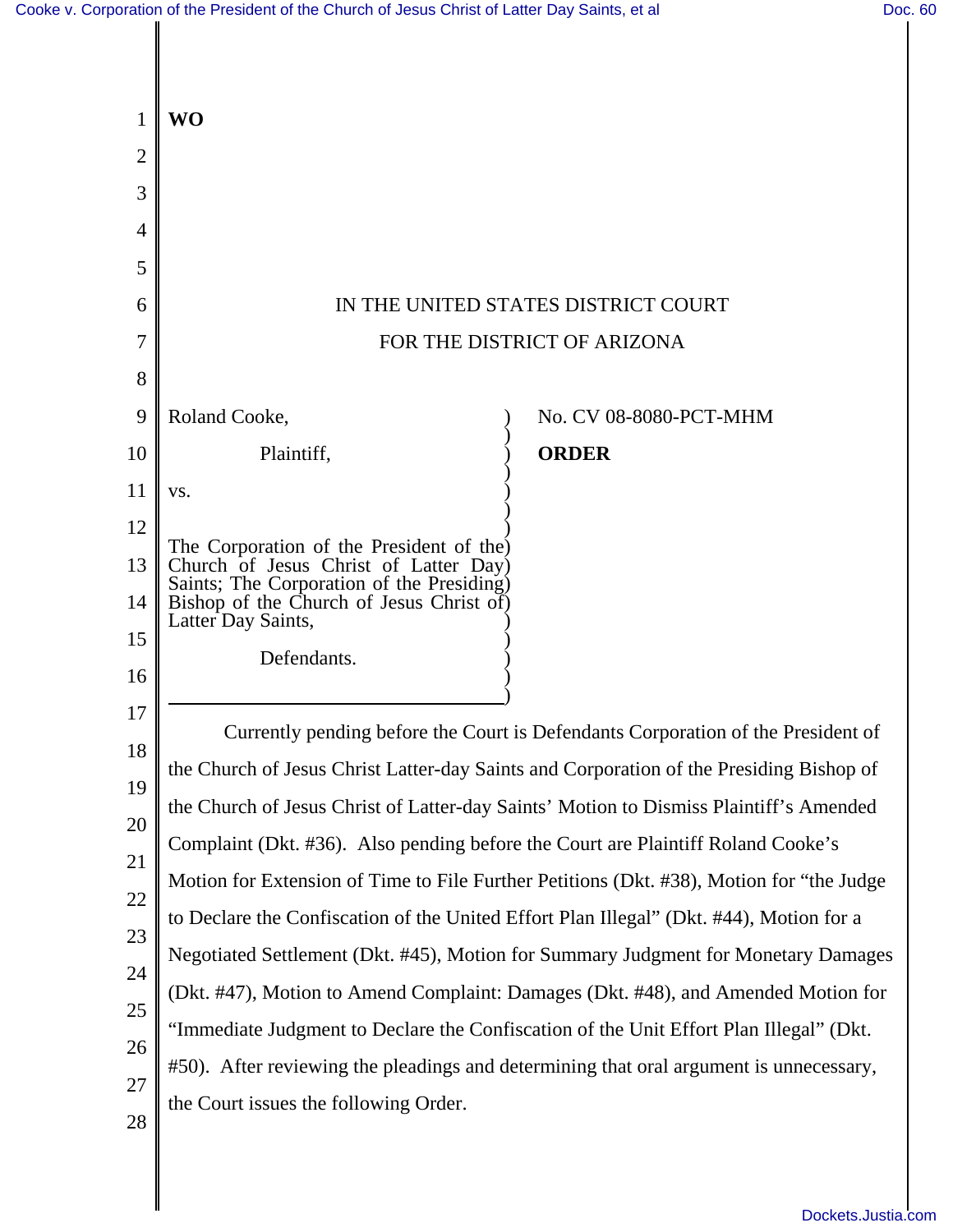**WO**

IN THE UNITED STATES DISTRICT COURT

FOR THE DISTRICT OF ARIZONA

Roland Cooke,

Plaintiff,

vs.

The Corporation of the President of the Church of Jesus Christ of Latter Day Saints; The Corporation of the Presiding Bishop of the Church of Jesus Christ of Latter Day Saints,

Defendants.

No. CV 08-8080-PCT-MHM

**ORDER**

Currently pending before the Court is Defendants Corporation of the President of the Church of Jesus Christ Latter-day Saints and Corporation of the Presiding Bishop of the Church of Jesus Christ of Latter-day Saints' Motion to Dismiss Plaintiff's Amended Complaint (Dkt. #36). Also pending before the Court are Plaintiff Roland Cooke's Motion for Extension of Time to File Further Petitions (Dkt. #38), Motion for "the Judge to Declare the Confiscation of the United Effort Plan Illegal" (Dkt. #44), Motion for a Negotiated Settlement (Dkt. #45), Motion for Summary Judgment for Monetary Damages (Dkt. #47), Motion to Amend Complaint: Damages (Dkt. #48), and Amended Motion for "Immediate Judgment to Declare the Confiscation of the Unit Effort Plan Illegal" (Dkt. #50). After reviewing the pleadings and determining that oral argument is unnecessary, the Court issues the following Order.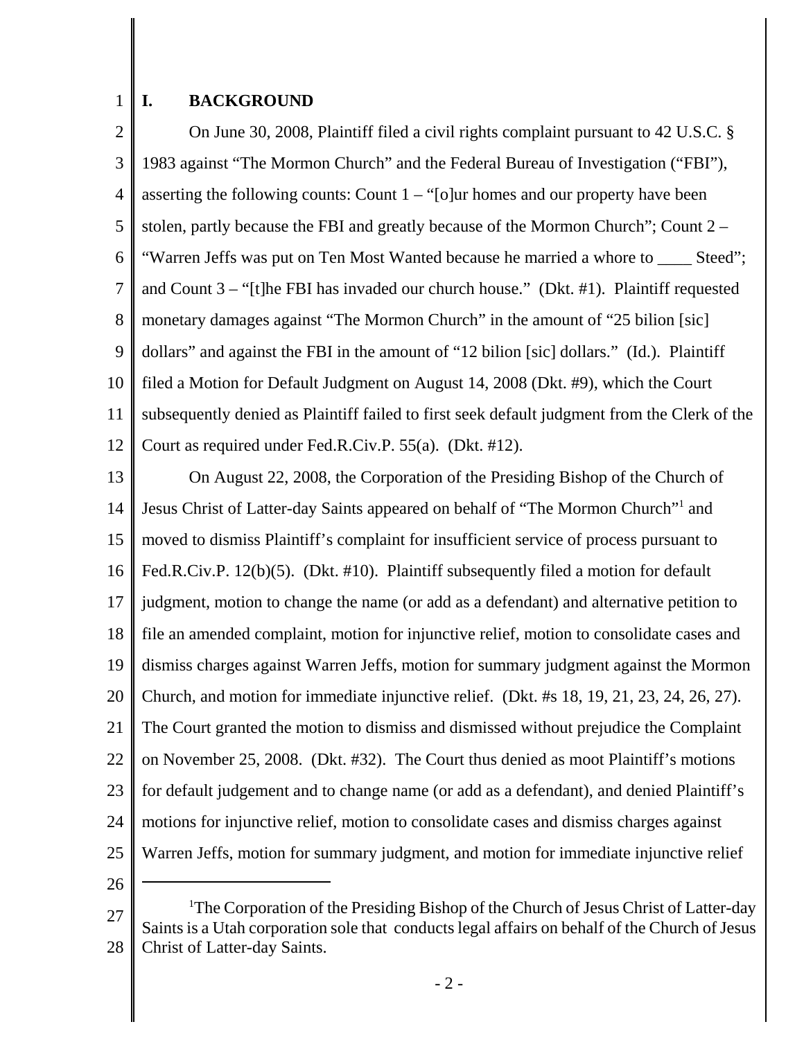## I. BACKGROUND

On June 30, 2008, Plaintiff filed a civil rights complaint pursuant to 42 U.S.C. § 1983 against "The Mormon Church" and the Federal Bureau of Investigation ("FBI"), asserting the following counts: Count 1 – "[o]ur homes and our property have been stolen, partly because the FBI and greatly because of the Mormon Church"; Count 2 – "Warren Jeffs was put on Ten Most Wanted because he married a whore to ____ Steed"; and Count 3 – "[t]he FBI has invaded our church house." (Dkt. #1). Plaintiff requested monetary damages against "The Mormon Church" in the amount of "25 bilion [sic] dollars" and against the FBI in the amount of "12 bilion [sic] dollars." (Id.). Plaintiff filed a Motion for Default Judgment on August 14, 2008 (Dkt. #9), which the Court subsequently denied as Plaintiff failed to first seek default judgment from the Clerk of the Court as required under Fed.R.Civ.P. 55(a). (Dkt. #12).

On August 22, 2008, the Corporation of the Presiding Bishop of the Church of Jesus Christ of Latter-day Saints appeared on behalf of "The Mormon Church"[1] and moved to dismiss Plaintiff's complaint for insufficient service of process pursuant to Fed.R.Civ.P. 12(b)(5). (Dkt. #10). Plaintiff subsequently filed a motion for default judgment, motion to change the name (or add as a defendant) and alternative petition to file an amended complaint, motion for injunctive relief, motion to consolidate cases and dismiss charges against Warren Jeffs, motion for summary judgment against the Mormon Church, and motion for immediate injunctive relief. (Dkt. #s 18, 19, 21, 23, 24, 26, 27). The Court granted the motion to dismiss and dismissed without prejudice the Complaint on November 25, 2008. (Dkt. #32). The Court thus denied as moot Plaintiff's motions for default judgement and to change name (or add as a defendant), and denied Plaintiff's motions for injunctive relief, motion to consolidate cases and dismiss charges against Warren Jeffs, motion for summary judgment, and motion for immediate injunctive relief

---

[1]The Corporation of the Presiding Bishop of the Church of Jesus Christ of Latter-day Saints is a Utah corporation sole that conducts legal affairs on behalf of the Church of Jesus Christ of Latter-day Saints.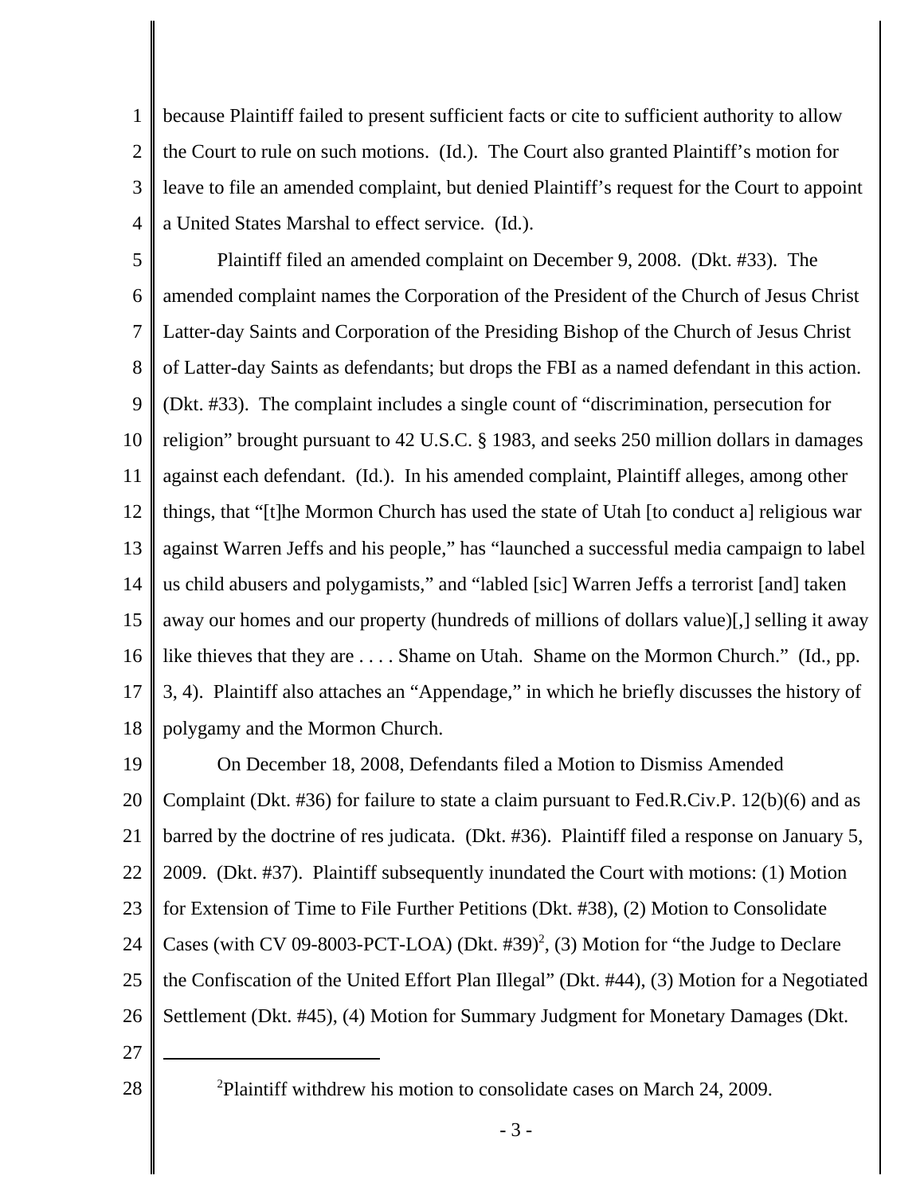because Plaintiff failed to present sufficient facts or cite to sufficient authority to allow the Court to rule on such motions. (Id.). The Court also granted Plaintiff's motion for leave to file an amended complaint, but denied Plaintiff's request for the Court to appoint a United States Marshal to effect service. (Id.).

Plaintiff filed an amended complaint on December 9, 2008. (Dkt. #33). The amended complaint names the Corporation of the President of the Church of Jesus Christ Latter-day Saints and Corporation of the Presiding Bishop of the Church of Jesus Christ of Latter-day Saints as defendants; but drops the FBI as a named defendant in this action. (Dkt. #33). The complaint includes a single count of "discrimination, persecution for religion" brought pursuant to 42 U.S.C. § 1983, and seeks 250 million dollars in damages against each defendant. (Id.). In his amended complaint, Plaintiff alleges, among other things, that "[t]he Mormon Church has used the state of Utah [to conduct a] religious war against Warren Jeffs and his people," has "launched a successful media campaign to label us child abusers and polygamists," and "labled [sic] Warren Jeffs a terrorist [and] taken away our homes and our property (hundreds of millions of dollars value)[,] selling it away like thieves that they are . . . . Shame on Utah. Shame on the Mormon Church." (Id., pp. 3, 4). Plaintiff also attaches an "Appendage," in which he briefly discusses the history of polygamy and the Mormon Church.

On December 18, 2008, Defendants filed a Motion to Dismiss Amended Complaint (Dkt. #36) for failure to state a claim pursuant to Fed.R.Civ.P. 12(b)(6) and as barred by the doctrine of res judicata. (Dkt. #36). Plaintiff filed a response on January 5, 2009. (Dkt. #37). Plaintiff subsequently inundated the Court with motions: (1) Motion for Extension of Time to File Further Petitions (Dkt. #38), (2) Motion to Consolidate Cases (with CV 09-8003-PCT-LOA) (Dkt. #39)[2], (3) Motion for "the Judge to Declare the Confiscation of the United Effort Plan Illegal" (Dkt. #44), (3) Motion for a Negotiated Settlement (Dkt. #45), (4) Motion for Summary Judgment for Monetary Damages (Dkt.

---

[2]Plaintiff withdrew his motion to consolidate cases on March 24, 2009.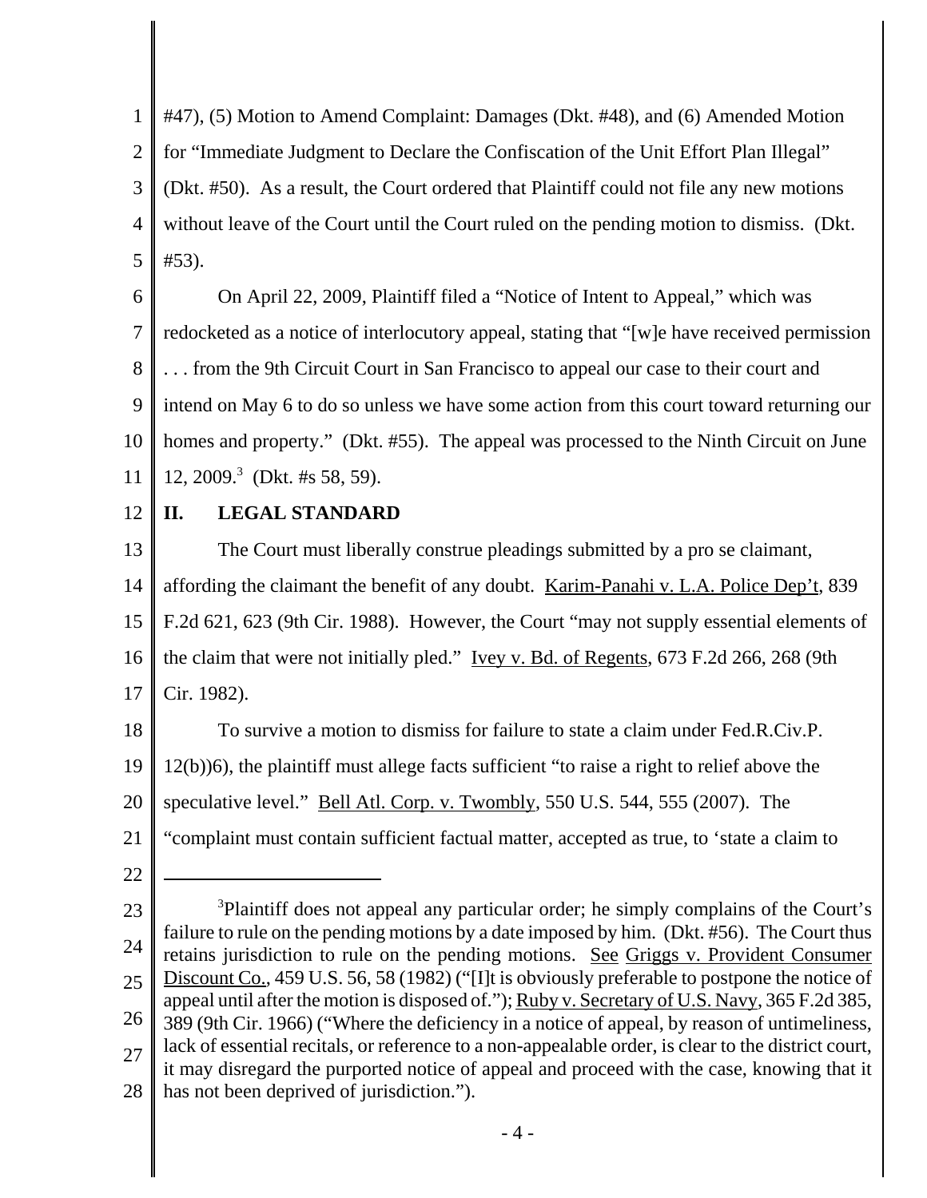#47), (5) Motion to Amend Complaint: Damages (Dkt. #48), and (6) Amended Motion for "Immediate Judgment to Declare the Confiscation of the Unit Effort Plan Illegal" (Dkt. #50). As a result, the Court ordered that Plaintiff could not file any new motions without leave of the Court until the Court ruled on the pending motion to dismiss. (Dkt. #53).

On April 22, 2009, Plaintiff filed a "Notice of Intent to Appeal," which was redocketed as a notice of interlocutory appeal, stating that "[w]e have received permission . . . from the 9th Circuit Court in San Francisco to appeal our case to their court and intend on May 6 to do so unless we have some action from this court toward returning our homes and property." (Dkt. #55). The appeal was processed to the Ninth Circuit on June 12, 2009.[3] (Dkt. #s 58, 59).

## II. LEGAL STANDARD

The Court must liberally construe pleadings submitted by a pro se claimant, affording the claimant the benefit of any doubt. Karim-Panahi v. L.A. Police Dep't, 839 F.2d 621, 623 (9th Cir. 1988). However, the Court "may not supply essential elements of the claim that were not initially pled." Ivey v. Bd. of Regents, 673 F.2d 266, 268 (9th Cir. 1982).

To survive a motion to dismiss for failure to state a claim under Fed.R.Civ.P. 12(b))6), the plaintiff must allege facts sufficient "to raise a right to relief above the speculative level." Bell Atl. Corp. v. Twombly, 550 U.S. 544, 555 (2007). The "complaint must contain sufficient factual matter, accepted as true, to 'state a claim to

---

[3]Plaintiff does not appeal any particular order; he simply complains of the Court's failure to rule on the pending motions by a date imposed by him. (Dkt. #56). The Court thus retains jurisdiction to rule on the pending motions. See Griggs v. Provident Consumer Discount Co., 459 U.S. 56, 58 (1982) ("[I]t is obviously preferable to postpone the notice of appeal until after the motion is disposed of."); Ruby v. Secretary of U.S. Navy, 365 F.2d 385, 389 (9th Cir. 1966) ("Where the deficiency in a notice of appeal, by reason of untimeliness, lack of essential recitals, or reference to a non-appealable order, is clear to the district court, it may disregard the purported notice of appeal and proceed with the case, knowing that it has not been deprived of jurisdiction.").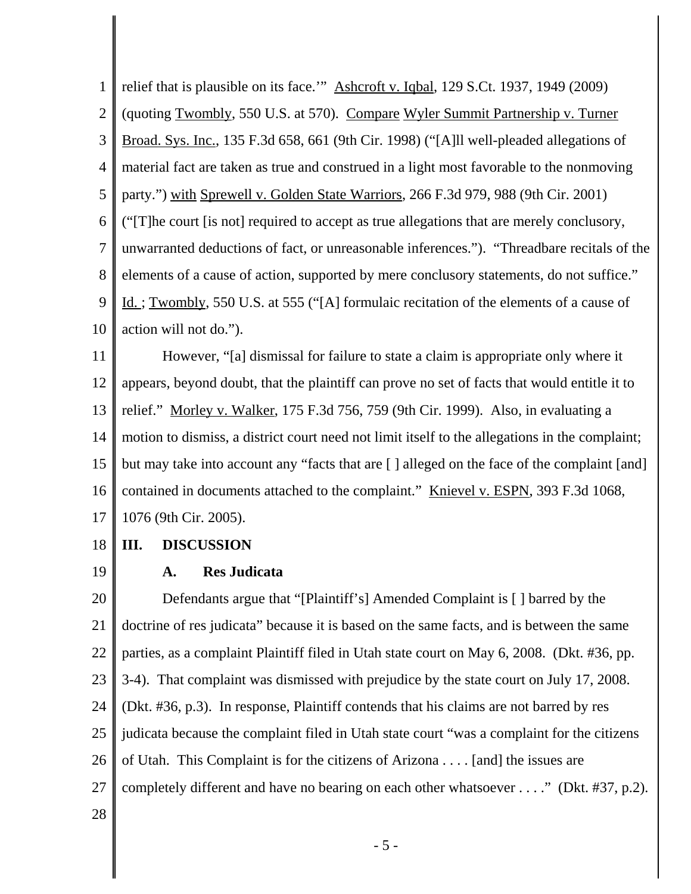relief that is plausible on its face.'" Ashcroft v. Iqbal, 129 S.Ct. 1937, 1949 (2009) (quoting Twombly, 550 U.S. at 570). Compare Wyler Summit Partnership v. Turner Broad. Sys. Inc., 135 F.3d 658, 661 (9th Cir. 1998) ("[A]ll well-pleaded allegations of material fact are taken as true and construed in a light most favorable to the nonmoving party.") with Sprewell v. Golden State Warriors, 266 F.3d 979, 988 (9th Cir. 2001) ("[T]he court [is not] required to accept as true allegations that are merely conclusory, unwarranted deductions of fact, or unreasonable inferences."). "Threadbare recitals of the elements of a cause of action, supported by mere conclusory statements, do not suffice." Id. ; Twombly, 550 U.S. at 555 ("[A] formulaic recitation of the elements of a cause of action will not do.").

However, "[a] dismissal for failure to state a claim is appropriate only where it appears, beyond doubt, that the plaintiff can prove no set of facts that would entitle it to relief." Morley v. Walker, 175 F.3d 756, 759 (9th Cir. 1999). Also, in evaluating a motion to dismiss, a district court need not limit itself to the allegations in the complaint; but may take into account any "facts that are [ ] alleged on the face of the complaint [and] contained in documents attached to the complaint." Knievel v. ESPN, 393 F.3d 1068, 1076 (9th Cir. 2005).

## III. DISCUSSION

### A. Res Judicata

Defendants argue that "[Plaintiff's] Amended Complaint is [ ] barred by the doctrine of res judicata" because it is based on the same facts, and is between the same parties, as a complaint Plaintiff filed in Utah state court on May 6, 2008. (Dkt. #36, pp. 3-4). That complaint was dismissed with prejudice by the state court on July 17, 2008. (Dkt. #36, p.3). In response, Plaintiff contends that his claims are not barred by res judicata because the complaint filed in Utah state court "was a complaint for the citizens of Utah. This Complaint is for the citizens of Arizona . . . . [and] the issues are completely different and have no bearing on each other whatsoever . . . ." (Dkt. #37, p.2).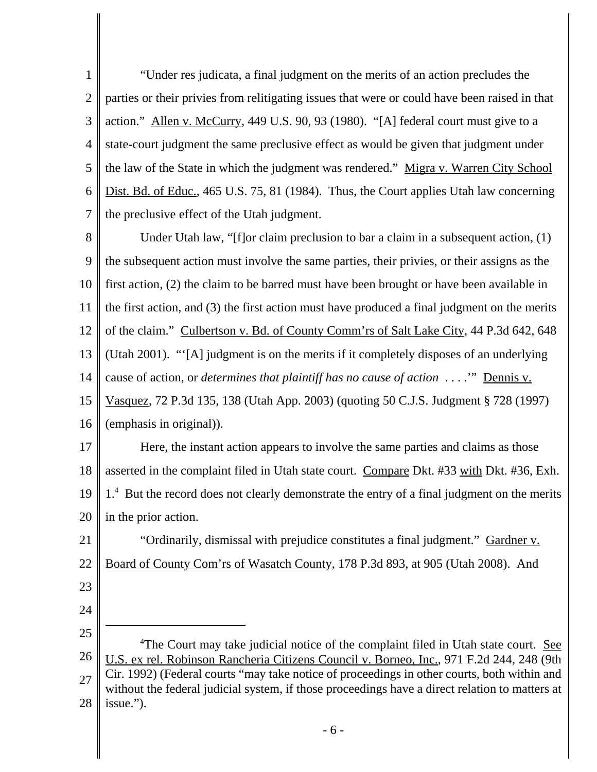"Under res judicata, a final judgment on the merits of an action precludes the parties or their privies from relitigating issues that were or could have been raised in that action." Allen v. McCurry, 449 U.S. 90, 93 (1980). "[A] federal court must give to a state-court judgment the same preclusive effect as would be given that judgment under the law of the State in which the judgment was rendered." Migra v. Warren City School Dist. Bd. of Educ., 465 U.S. 75, 81 (1984). Thus, the Court applies Utah law concerning the preclusive effect of the Utah judgment.

Under Utah law, "[f]or claim preclusion to bar a claim in a subsequent action, (1) the subsequent action must involve the same parties, their privies, or their assigns as the first action, (2) the claim to be barred must have been brought or have been available in the first action, and (3) the first action must have produced a final judgment on the merits of the claim." Culbertson v. Bd. of County Comm'rs of Salt Lake City, 44 P.3d 642, 648 (Utah 2001). "'[A] judgment is on the merits if it completely disposes of an underlying cause of action, or *determines that plaintiff has no cause of action* . . . .'" Dennis v. Vasquez, 72 P.3d 135, 138 (Utah App. 2003) (quoting 50 C.J.S. Judgment § 728 (1997) (emphasis in original)).

Here, the instant action appears to involve the same parties and claims as those asserted in the complaint filed in Utah state court. Compare Dkt. #33 with Dkt. #36, Exh. 1.[4] But the record does not clearly demonstrate the entry of a final judgment on the merits in the prior action.

"Ordinarily, dismissal with prejudice constitutes a final judgment." Gardner v. Board of County Com'rs of Wasatch County, 178 P.3d 893, at 905 (Utah 2008). And

---

[4]The Court may take judicial notice of the complaint filed in Utah state court. See U.S. ex rel. Robinson Rancheria Citizens Council v. Borneo, Inc., 971 F.2d 244, 248 (9th Cir. 1992) (Federal courts "may take notice of proceedings in other courts, both within and without the federal judicial system, if those proceedings have a direct relation to matters at issue.").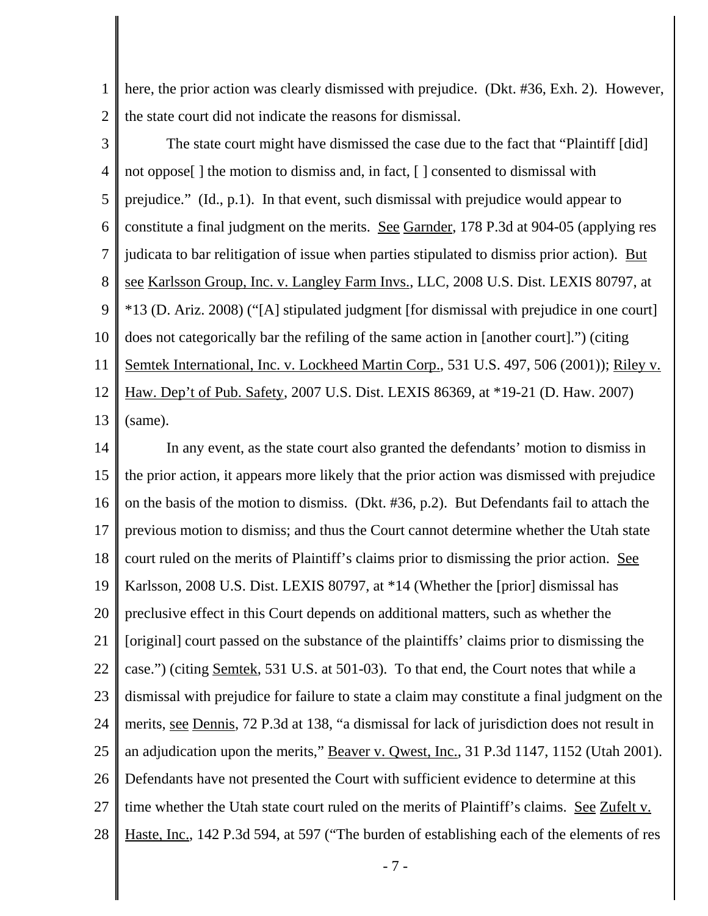here, the prior action was clearly dismissed with prejudice. (Dkt. #36, Exh. 2). However, the state court did not indicate the reasons for dismissal.

The state court might have dismissed the case due to the fact that "Plaintiff [did] not oppose[ ] the motion to dismiss and, in fact, [ ] consented to dismissal with prejudice." (Id., p.1). In that event, such dismissal with prejudice would appear to constitute a final judgment on the merits. See Garnder, 178 P.3d at 904-05 (applying res judicata to bar relitigation of issue when parties stipulated to dismiss prior action). But see Karlsson Group, Inc. v. Langley Farm Invs., LLC, 2008 U.S. Dist. LEXIS 80797, at *13 (D. Ariz. 2008) ("[A] stipulated judgment [for dismissal with prejudice in one court] does not categorically bar the refiling of the same action in [another court].") (citing Semtek International, Inc. v. Lockheed Martin Corp., 531 U.S. 497, 506 (2001)); Riley v. Haw. Dep't of Pub. Safety, 2007 U.S. Dist. LEXIS 86369, at *19-21 (D. Haw. 2007) (same).

In any event, as the state court also granted the defendants' motion to dismiss in the prior action, it appears more likely that the prior action was dismissed with prejudice on the basis of the motion to dismiss. (Dkt. #36, p.2). But Defendants fail to attach the previous motion to dismiss; and thus the Court cannot determine whether the Utah state court ruled on the merits of Plaintiff's claims prior to dismissing the prior action. See Karlsson, 2008 U.S. Dist. LEXIS 80797, at *14 (Whether the [prior] dismissal has preclusive effect in this Court depends on additional matters, such as whether the [original] court passed on the substance of the plaintiffs' claims prior to dismissing the case.") (citing Semtek, 531 U.S. at 501-03). To that end, the Court notes that while a dismissal with prejudice for failure to state a claim may constitute a final judgment on the merits, see Dennis, 72 P.3d at 138, "a dismissal for lack of jurisdiction does not result in an adjudication upon the merits," Beaver v. Qwest, Inc., 31 P.3d 1147, 1152 (Utah 2001). Defendants have not presented the Court with sufficient evidence to determine at this time whether the Utah state court ruled on the merits of Plaintiff's claims. See Zufelt v. Haste, Inc., 142 P.3d 594, at 597 ("The burden of establishing each of the elements of res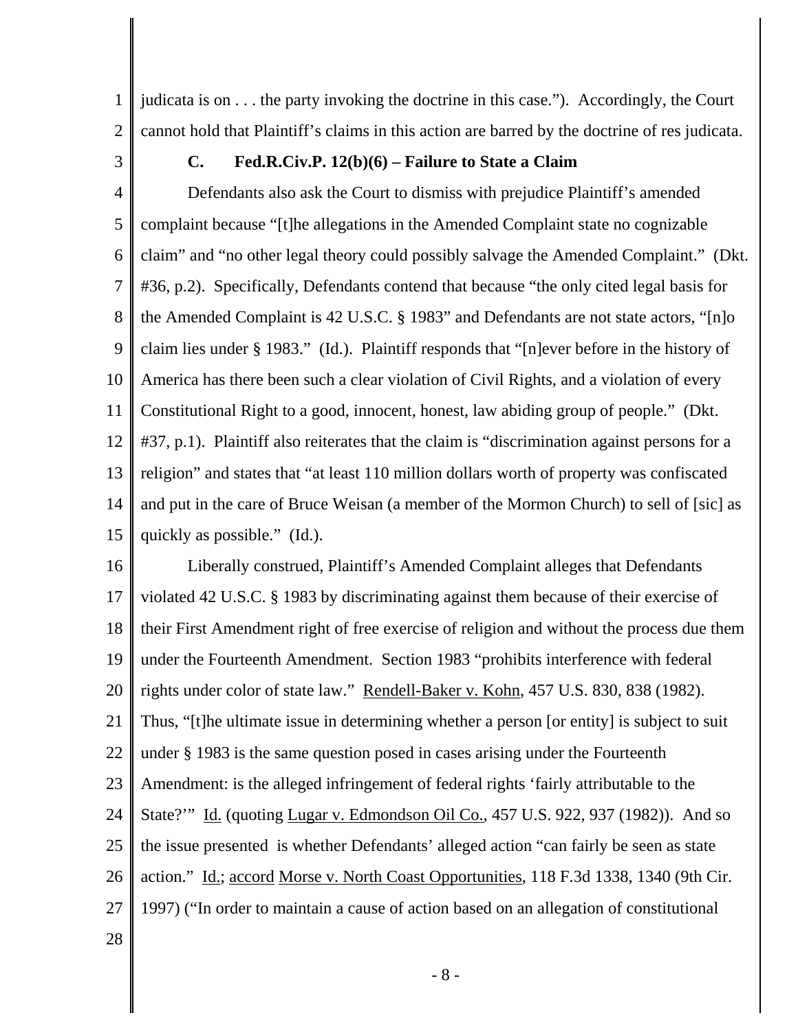judicata is on . . . the party invoking the doctrine in this case."). Accordingly, the Court cannot hold that Plaintiff's claims in this action are barred by the doctrine of res judicata.

### C. Fed.R.Civ.P. 12(b)(6) – Failure to State a Claim

Defendants also ask the Court to dismiss with prejudice Plaintiff's amended complaint because "[t]he allegations in the Amended Complaint state no cognizable claim" and "no other legal theory could possibly salvage the Amended Complaint." (Dkt. #36, p.2). Specifically, Defendants contend that because "the only cited legal basis for the Amended Complaint is 42 U.S.C. § 1983" and Defendants are not state actors, "[n]o claim lies under § 1983." (Id.). Plaintiff responds that "[n]ever before in the history of America has there been such a clear violation of Civil Rights, and a violation of every Constitutional Right to a good, innocent, honest, law abiding group of people." (Dkt. #37, p.1). Plaintiff also reiterates that the claim is "discrimination against persons for a religion" and states that "at least 110 million dollars worth of property was confiscated and put in the care of Bruce Weisan (a member of the Mormon Church) to sell of [sic] as quickly as possible." (Id.).

Liberally construed, Plaintiff's Amended Complaint alleges that Defendants violated 42 U.S.C. § 1983 by discriminating against them because of their exercise of their First Amendment right of free exercise of religion and without the process due them under the Fourteenth Amendment. Section 1983 "prohibits interference with federal rights under color of state law." Rendell-Baker v. Kohn, 457 U.S. 830, 838 (1982). Thus, "[t]he ultimate issue in determining whether a person [or entity] is subject to suit under § 1983 is the same question posed in cases arising under the Fourteenth Amendment: is the alleged infringement of federal rights 'fairly attributable to the State?'" Id. (quoting Lugar v. Edmondson Oil Co., 457 U.S. 922, 937 (1982)). And so the issue presented is whether Defendants' alleged action "can fairly be seen as state action." Id.; accord Morse v. North Coast Opportunities, 118 F.3d 1338, 1340 (9th Cir. 1997) ("In order to maintain a cause of action based on an allegation of constitutional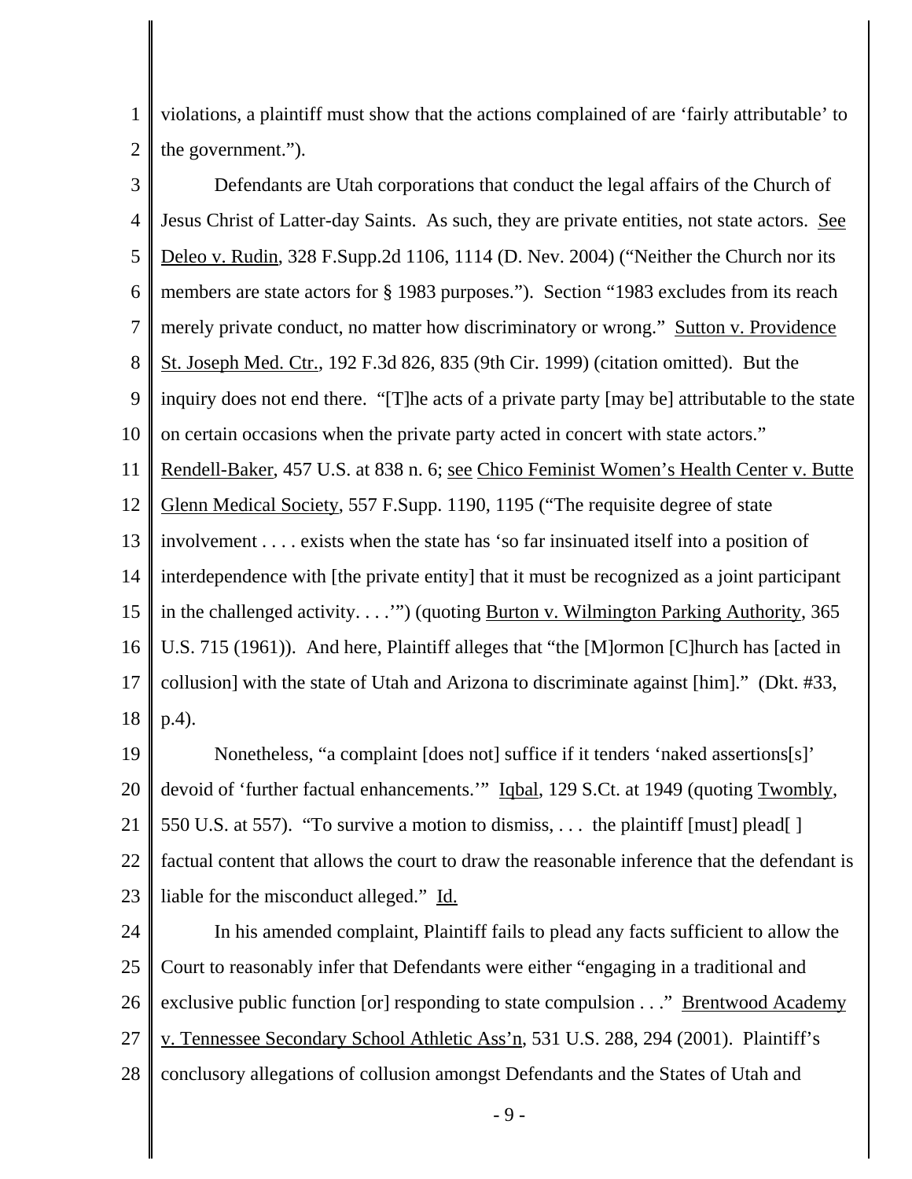violations, a plaintiff must show that the actions complained of are 'fairly attributable' to the government.").

Defendants are Utah corporations that conduct the legal affairs of the Church of Jesus Christ of Latter-day Saints. As such, they are private entities, not state actors. See Deleo v. Rudin, 328 F.Supp.2d 1106, 1114 (D. Nev. 2004) ("Neither the Church nor its members are state actors for § 1983 purposes."). Section "1983 excludes from its reach merely private conduct, no matter how discriminatory or wrong." Sutton v. Providence St. Joseph Med. Ctr., 192 F.3d 826, 835 (9th Cir. 1999) (citation omitted). But the inquiry does not end there. "[T]he acts of a private party [may be] attributable to the state on certain occasions when the private party acted in concert with state actors." Rendell-Baker, 457 U.S. at 838 n. 6; see Chico Feminist Women's Health Center v. Butte Glenn Medical Society, 557 F.Supp. 1190, 1195 ("The requisite degree of state involvement . . . . exists when the state has 'so far insinuated itself into a position of interdependence with [the private entity] that it must be recognized as a joint participant in the challenged activity. . . .'") (quoting Burton v. Wilmington Parking Authority, 365 U.S. 715 (1961)). And here, Plaintiff alleges that "the [M]ormon [C]hurch has [acted in collusion] with the state of Utah and Arizona to discriminate against [him]." (Dkt. #33, p.4).

Nonetheless, "a complaint [does not] suffice if it tenders 'naked assertions[s]' devoid of 'further factual enhancements.'" Iqbal, 129 S.Ct. at 1949 (quoting Twombly, 550 U.S. at 557). "To survive a motion to dismiss, . . . the plaintiff [must] plead[ ] factual content that allows the court to draw the reasonable inference that the defendant is liable for the misconduct alleged." Id.

In his amended complaint, Plaintiff fails to plead any facts sufficient to allow the Court to reasonably infer that Defendants were either "engaging in a traditional and exclusive public function [or] responding to state compulsion . . ." Brentwood Academy v. Tennessee Secondary School Athletic Ass'n, 531 U.S. 288, 294 (2001). Plaintiff's conclusory allegations of collusion amongst Defendants and the States of Utah and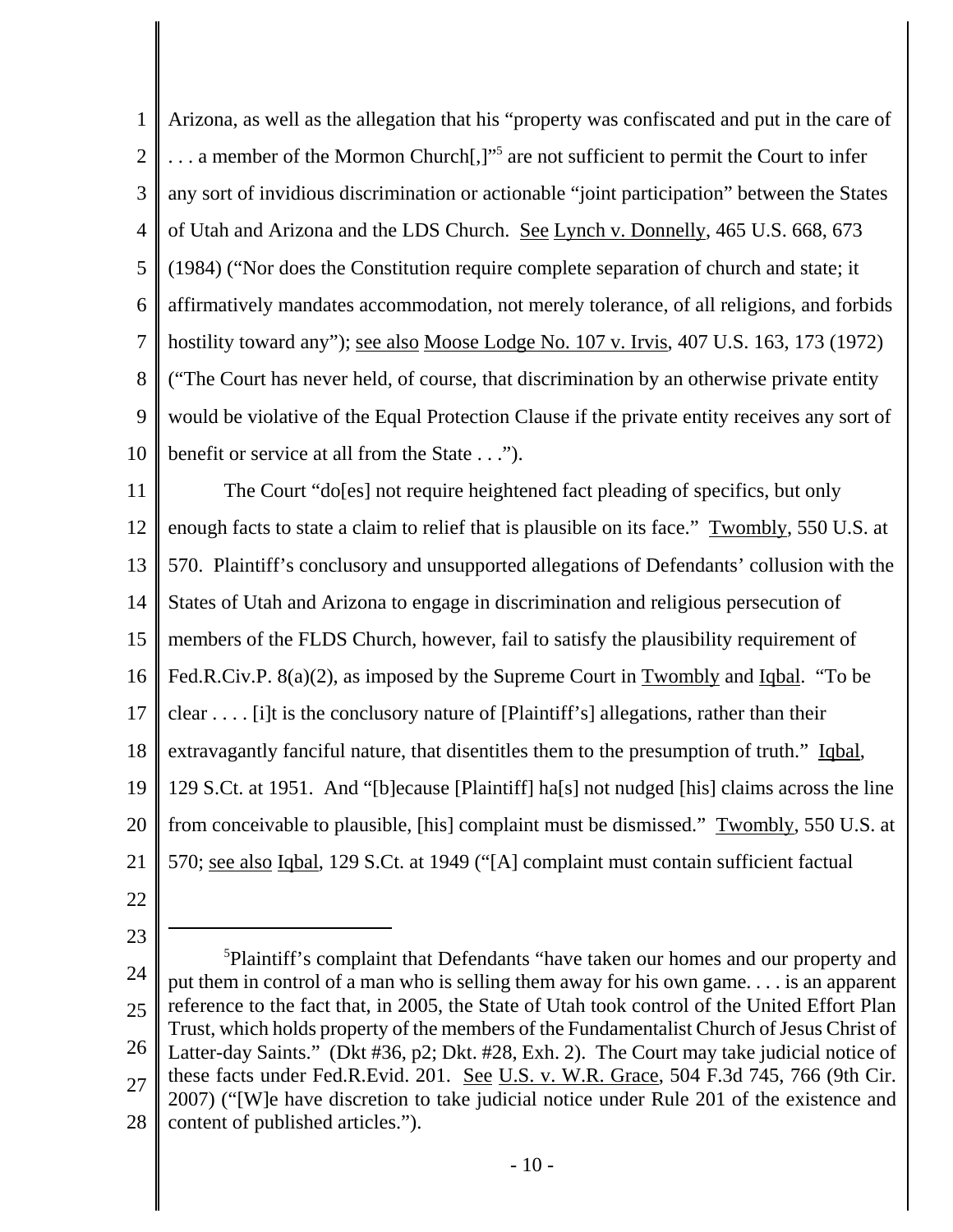Arizona, as well as the allegation that his "property was confiscated and put in the care of . . . a member of the Mormon Church[,]"[5] are not sufficient to permit the Court to infer any sort of invidious discrimination or actionable "joint participation" between the States of Utah and Arizona and the LDS Church. See Lynch v. Donnelly, 465 U.S. 668, 673 (1984) ("Nor does the Constitution require complete separation of church and state; it affirmatively mandates accommodation, not merely tolerance, of all religions, and forbids hostility toward any"); see also Moose Lodge No. 107 v. Irvis, 407 U.S. 163, 173 (1972) ("The Court has never held, of course, that discrimination by an otherwise private entity would be violative of the Equal Protection Clause if the private entity receives any sort of benefit or service at all from the State . . .").

The Court "do[es] not require heightened fact pleading of specifics, but only enough facts to state a claim to relief that is plausible on its face." Twombly, 550 U.S. at 570. Plaintiff's conclusory and unsupported allegations of Defendants' collusion with the States of Utah and Arizona to engage in discrimination and religious persecution of members of the FLDS Church, however, fail to satisfy the plausibility requirement of Fed.R.Civ.P. 8(a)(2), as imposed by the Supreme Court in Twombly and Iqbal. "To be clear . . . . [i]t is the conclusory nature of [Plaintiff's] allegations, rather than their extravagantly fanciful nature, that disentitles them to the presumption of truth." Iqbal, 129 S.Ct. at 1951. And "[b]ecause [Plaintiff] ha[s] not nudged [his] claims across the line from conceivable to plausible, [his] complaint must be dismissed." Twombly, 550 U.S. at 570; see also Iqbal, 129 S.Ct. at 1949 ("[A] complaint must contain sufficient factual

---

[5] Plaintiff's complaint that Defendants "have taken our homes and our property and put them in control of a man who is selling them away for his own game. . . . is an apparent reference to the fact that, in 2005, the State of Utah took control of the United Effort Plan Trust, which holds property of the members of the Fundamentalist Church of Jesus Christ of Latter-day Saints." (Dkt #36, p2; Dkt. #28, Exh. 2). The Court may take judicial notice of these facts under Fed.R.Evid. 201. See U.S. v. W.R. Grace, 504 F.3d 745, 766 (9th Cir. 2007) ("[W]e have discretion to take judicial notice under Rule 201 of the existence and content of published articles.").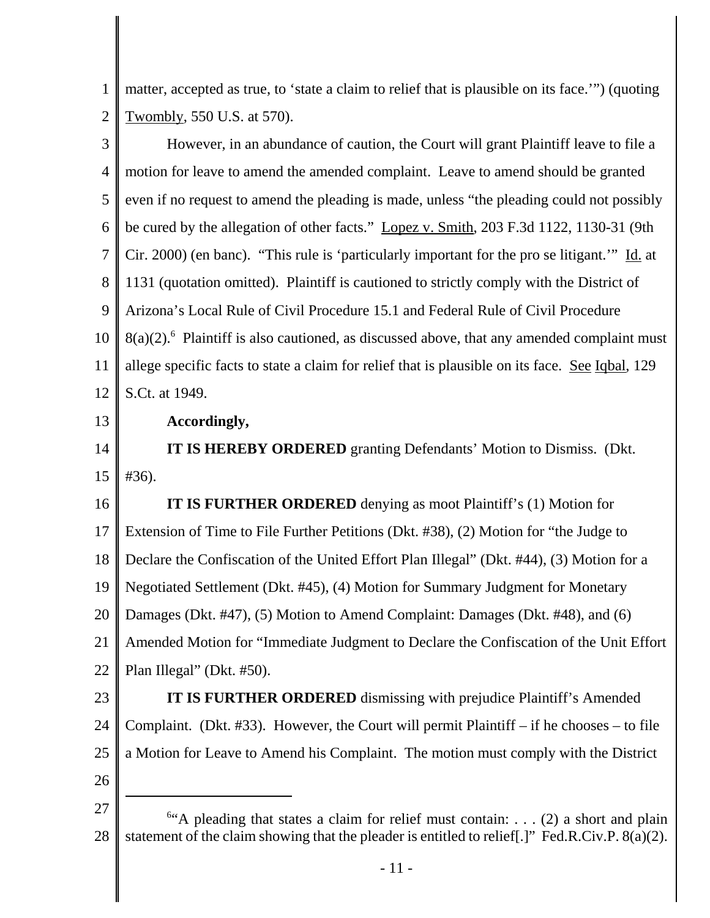matter, accepted as true, to 'state a claim to relief that is plausible on its face.'") (quoting Twombly, 550 U.S. at 570).

However, in an abundance of caution, the Court will grant Plaintiff leave to file a motion for leave to amend the amended complaint. Leave to amend should be granted even if no request to amend the pleading is made, unless "the pleading could not possibly be cured by the allegation of other facts." Lopez v. Smith, 203 F.3d 1122, 1130-31 (9th Cir. 2000) (en banc). "This rule is 'particularly important for the pro se litigant.'" Id. at 1131 (quotation omitted). Plaintiff is cautioned to strictly comply with the District of Arizona's Local Rule of Civil Procedure 15.1 and Federal Rule of Civil Procedure 8(a)(2).[6] Plaintiff is also cautioned, as discussed above, that any amended complaint must allege specific facts to state a claim for relief that is plausible on its face. See Iqbal, 129 S.Ct. at 1949.

**Accordingly,**

**IT IS HEREBY ORDERED** granting Defendants' Motion to Dismiss. (Dkt. #36).

**IT IS FURTHER ORDERED** denying as moot Plaintiff's (1) Motion for Extension of Time to File Further Petitions (Dkt. #38), (2) Motion for "the Judge to Declare the Confiscation of the United Effort Plan Illegal" (Dkt. #44), (3) Motion for a Negotiated Settlement (Dkt. #45), (4) Motion for Summary Judgment for Monetary Damages (Dkt. #47), (5) Motion to Amend Complaint: Damages (Dkt. #48), and (6) Amended Motion for "Immediate Judgment to Declare the Confiscation of the Unit Effort Plan Illegal" (Dkt. #50).

**IT IS FURTHER ORDERED** dismissing with prejudice Plaintiff's Amended Complaint. (Dkt. #33). However, the Court will permit Plaintiff – if he chooses – to file a Motion for Leave to Amend his Complaint. The motion must comply with the District

---

[6] "A pleading that states a claim for relief must contain: . . . (2) a short and plain statement of the claim showing that the pleader is entitled to relief[.]" Fed.R.Civ.P. 8(a)(2).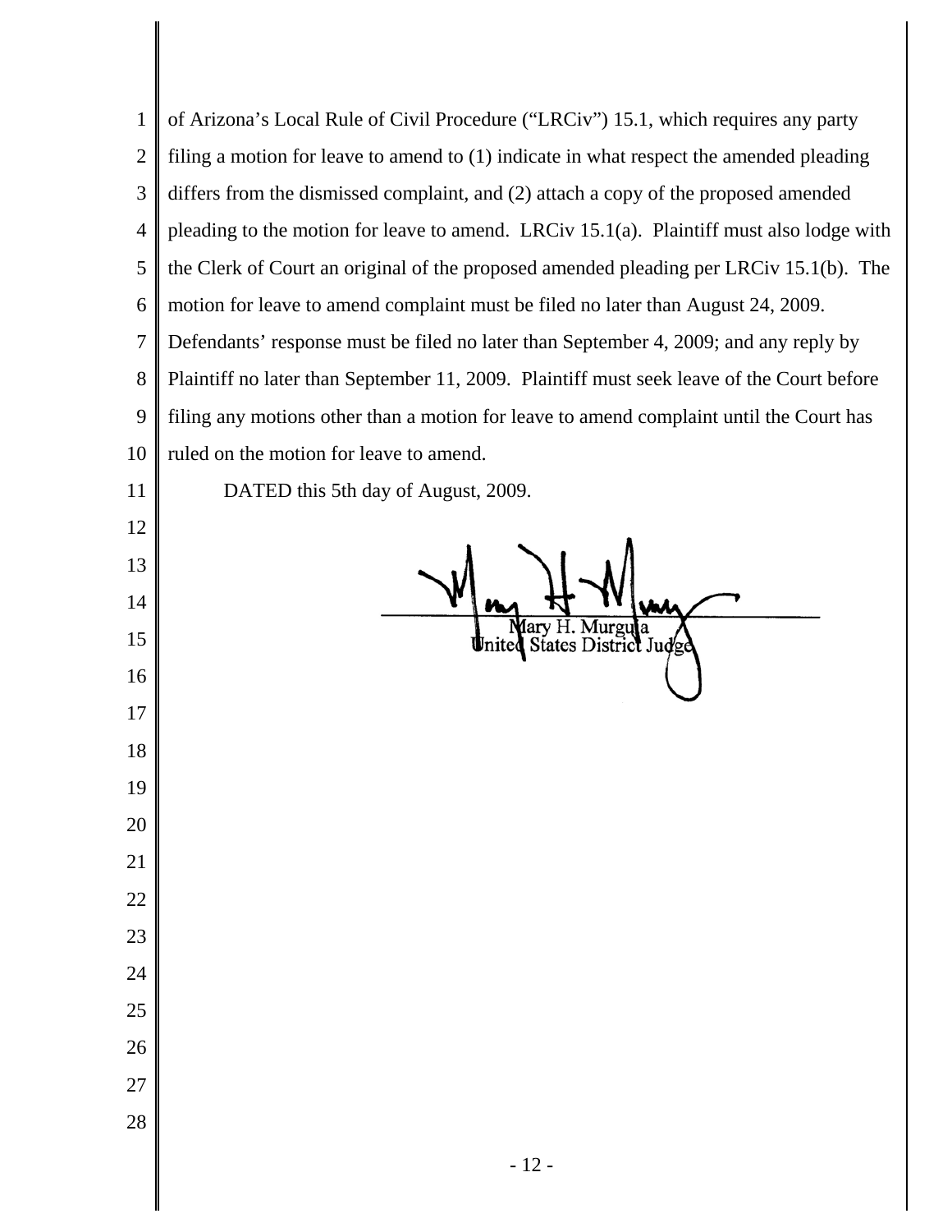of Arizona's Local Rule of Civil Procedure ("LRCiv") 15.1, which requires any party filing a motion for leave to amend to (1) indicate in what respect the amended pleading differs from the dismissed complaint, and (2) attach a copy of the proposed amended pleading to the motion for leave to amend. LRCiv 15.1(a). Plaintiff must also lodge with the Clerk of Court an original of the proposed amended pleading per LRCiv 15.1(b). The motion for leave to amend complaint must be filed no later than August 24, 2009. Defendants' response must be filed no later than September 4, 2009; and any reply by Plaintiff no later than September 11, 2009. Plaintiff must seek leave of the Court before filing any motions other than a motion for leave to amend complaint until the Court has ruled on the motion for leave to amend.

DATED this 5th day of August, 2009.

Mary H. Murguia
United States District Judge